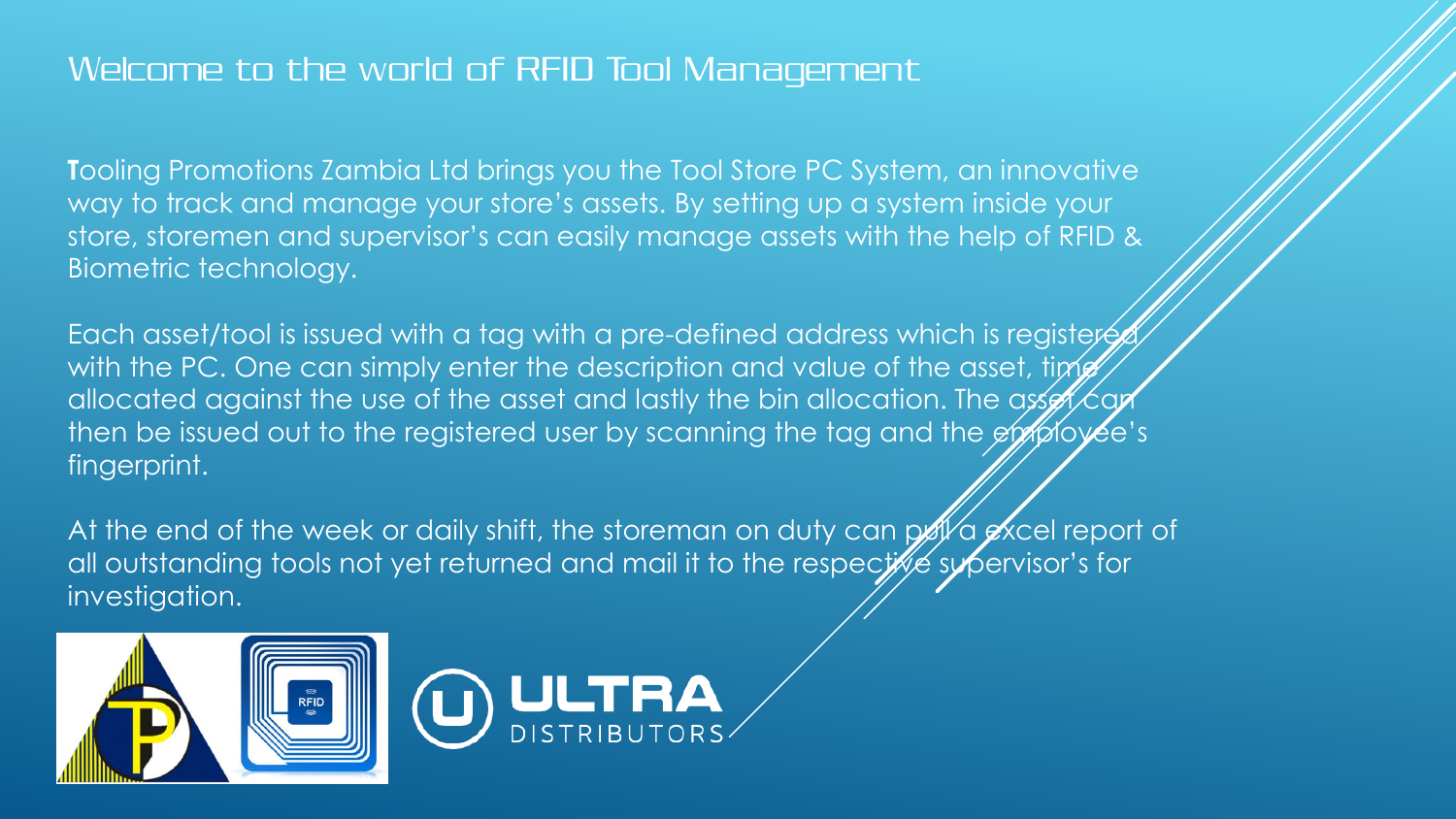# Welcome to the world of RFID Tool Management

**T**ooling Promotions Zambia Ltd brings you the Tool Store PC System, an innovative way to track and manage your store's assets. By setting up a system inside your store, storemen and supervisor's can easily manage assets with the help of RFID & Biometric technology.

Each asset/tool is issued with a tag with a pre-defined address which is registered with the PC. One can simply enter the description and value of the asset, time allocated against the use of the asset and lastly the bin allocation. The asset can then be issued out to the registered user by scanning the tag and the employee's fingerprint.

At the end of the week or daily shift, the storeman on duty can pull a excel report of all outstanding tools not yet returned and mail it to the respective supervisor's for investigation.

ULTRA DISTRIBUTORS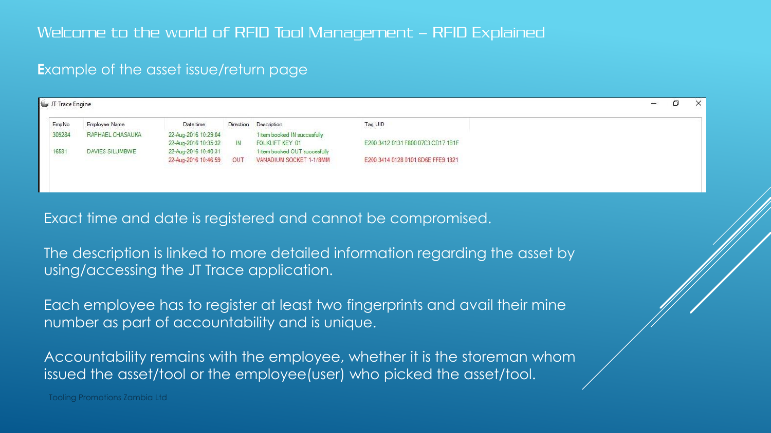# Welcome to the world of RFID Tool Management – RFID Explained

## Example of the asset issue/return page

JT Trace Engine

| EmpNo | Employee Name | Date time | Direction | Description | Tag UID |
|---|---|---|---|---|---|
| 309284 | RAPHAEL CHASAUKA | 22-Aug-2016 10:29:04 | | 1 item booked IN succesfully | |
| | | 22-Aug-2016 10:35:32 | IN | FOLKLIFT KEY 01 | E200 3412 0131 F800 07C3 CD17 1B1F |
| 16581 | DAVIES SILUMBWE | 22-Aug-2016 10:40:31 | | 1 item booked OUT succesfully | |
| | | 22-Aug-2016 10:46:59 | OUT | VANADIUM SOCKET 1-1/8MM | E200 3414 0128 0101 6D6E FFE9 1821 |

Exact time and date is registered and cannot be compromised.

The description is linked to more detailed information regarding the asset by using/accessing the JT Trace application.

Each employee has to register at least two fingerprints and avail their mine number as part of accountability and is unique.

Accountability remains with the employee, whether it is the storeman whom issued the asset/tool or the employee(user) who picked the asset/tool.

Tooling Promotions Zambia Ltd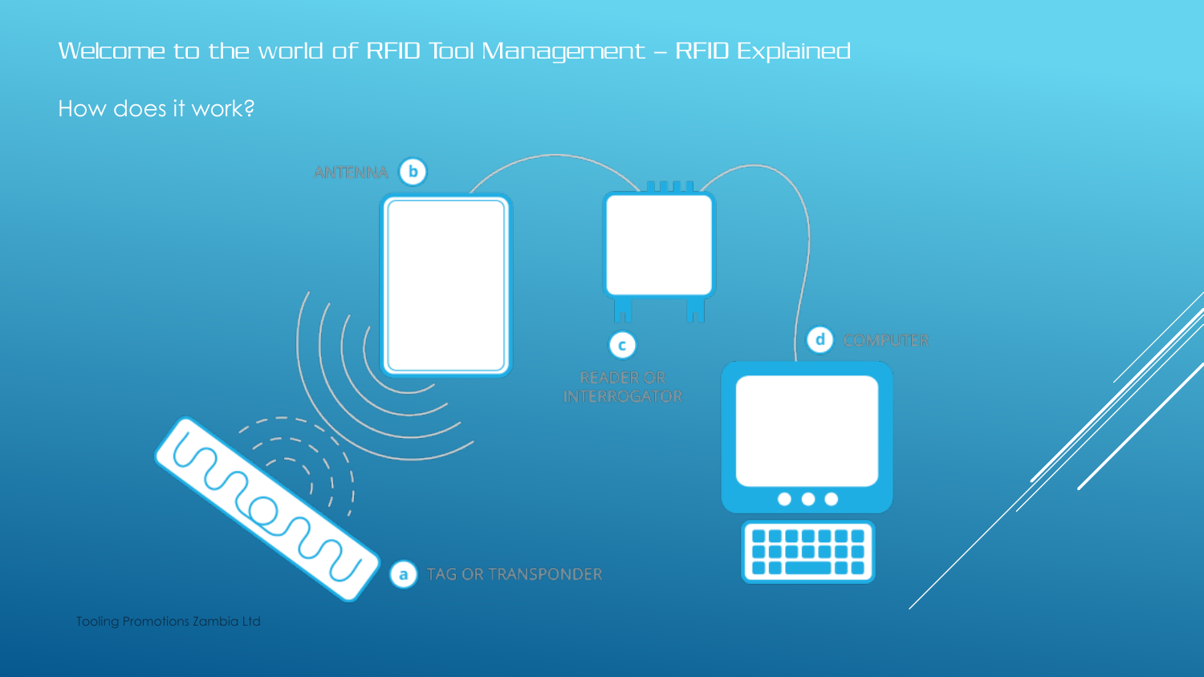# Welcome to the world of RFID Tool Management – RFID Explained

## How does it work?

ANTENNA (b)

(c) READER OR INTERROGATOR

(d) COMPUTER

(a) TAG OR TRANSPONDER

Tooling Promotions Zambia Ltd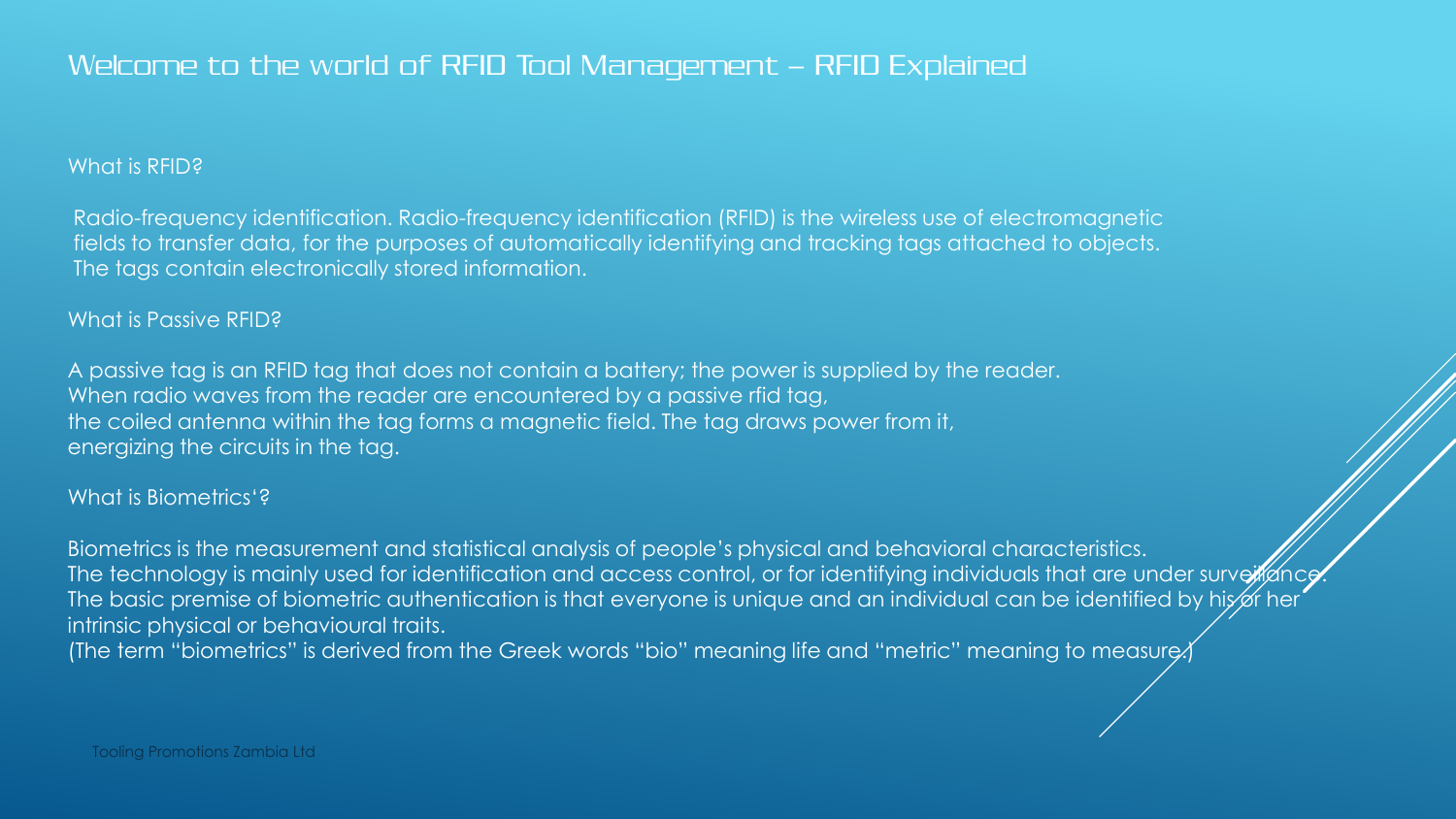# Welcome to the world of RFID Tool Management – RFID Explained

What is RFID?

Radio-frequency identification. Radio-frequency identification (RFID) is the wireless use of electromagnetic fields to transfer data, for the purposes of automatically identifying and tracking tags attached to objects. The tags contain electronically stored information.

What is Passive RFID?

A passive tag is an RFID tag that does not contain a battery; the power is supplied by the reader. When radio waves from the reader are encountered by a passive rfid tag, the coiled antenna within the tag forms a magnetic field. The tag draws power from it, energizing the circuits in the tag.

What is Biometrics'?

Biometrics is the measurement and statistical analysis of people's physical and behavioral characteristics. The technology is mainly used for identification and access control, or for identifying individuals that are under surveillance. The basic premise of biometric authentication is that everyone is unique and an individual can be identified by his or her intrinsic physical or behavioural traits.
(The term "biometrics" is derived from the Greek words "bio" meaning life and "metric" meaning to measure.)

Tooling Promotions Zambia Ltd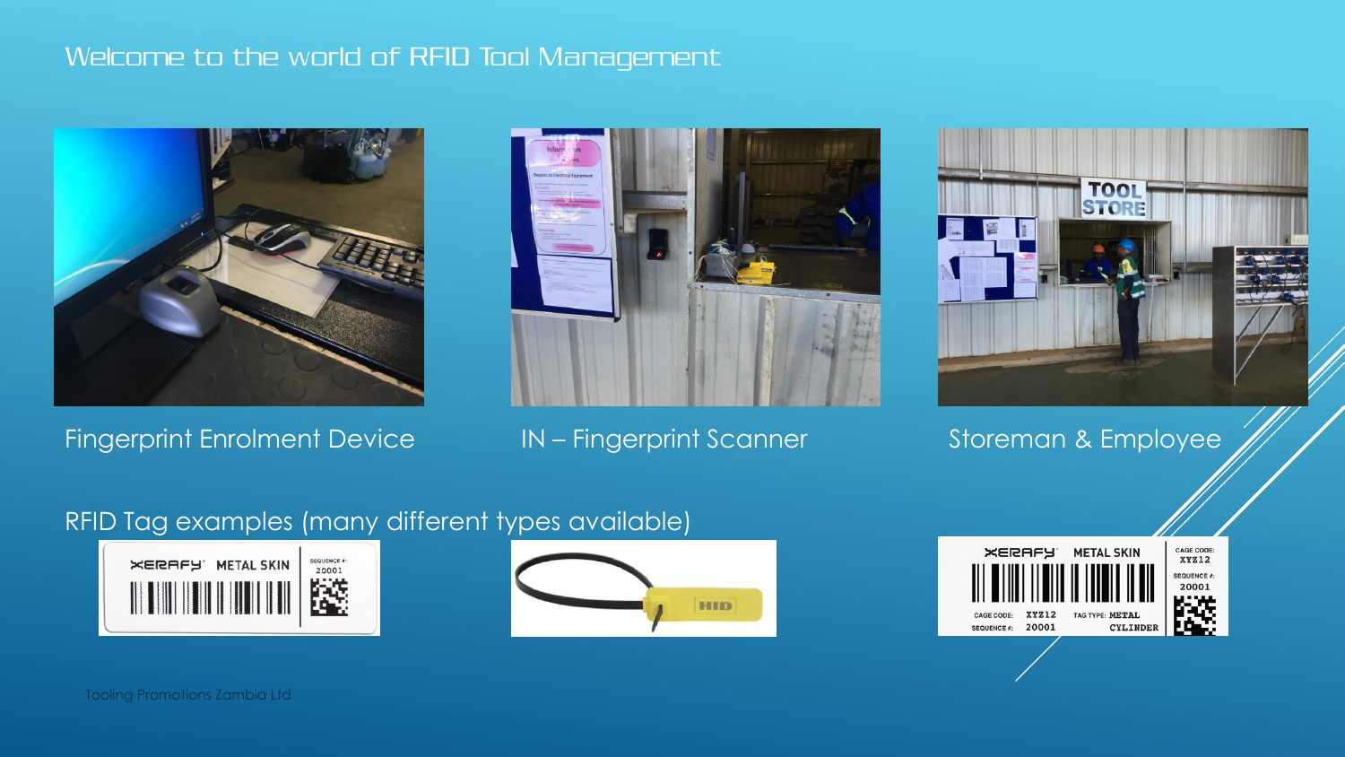# Welcome to the world of RFID Tool Management

Fingerprint Enrolment Device

IN – Fingerprint Scanner

Storeman & Employee

RFID Tag examples (many different types available)

Tooling Promotions Zambia Ltd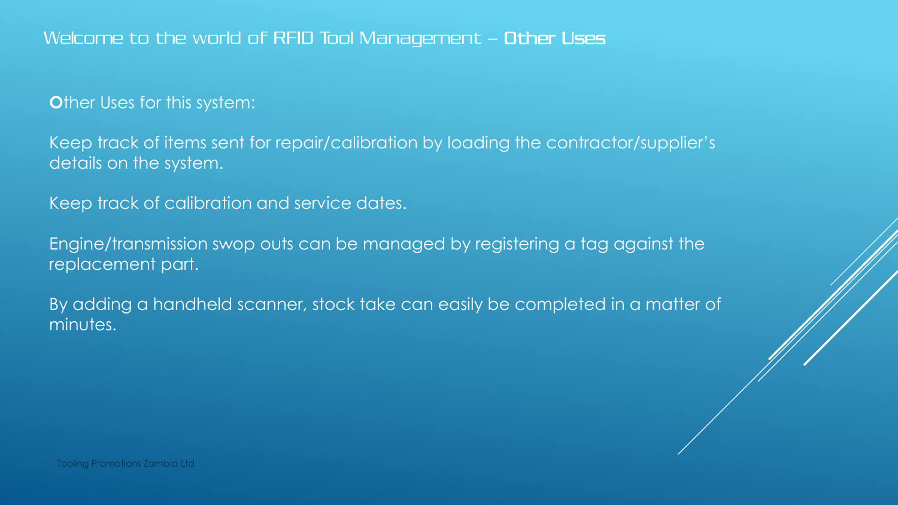## Welcome to the world of RFID Tool Management – **Other Uses**

**O**ther Uses for this system:

Keep track of items sent for repair/calibration by loading the contractor/supplier's details on the system.

Keep track of calibration and service dates.

Engine/transmission swop outs can be managed by registering a tag against the replacement part.

By adding a handheld scanner, stock take can easily be completed in a matter of minutes.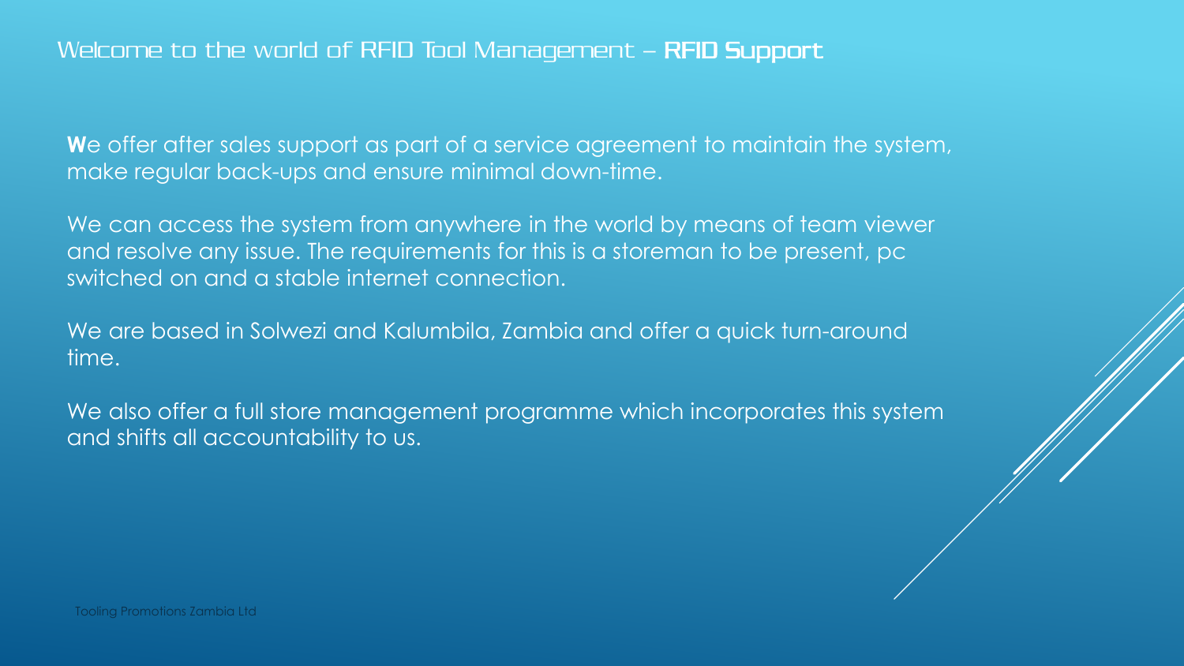## Welcome to the world of RFID Tool Management – **RFID Support**

**W**e offer after sales support as part of a service agreement to maintain the system, make regular back-ups and ensure minimal down-time.

We can access the system from anywhere in the world by means of team viewer and resolve any issue. The requirements for this is a storeman to be present, pc switched on and a stable internet connection.

We are based in Solwezi and Kalumbila, Zambia and offer a quick turn-around time.

We also offer a full store management programme which incorporates this system and shifts all accountability to us.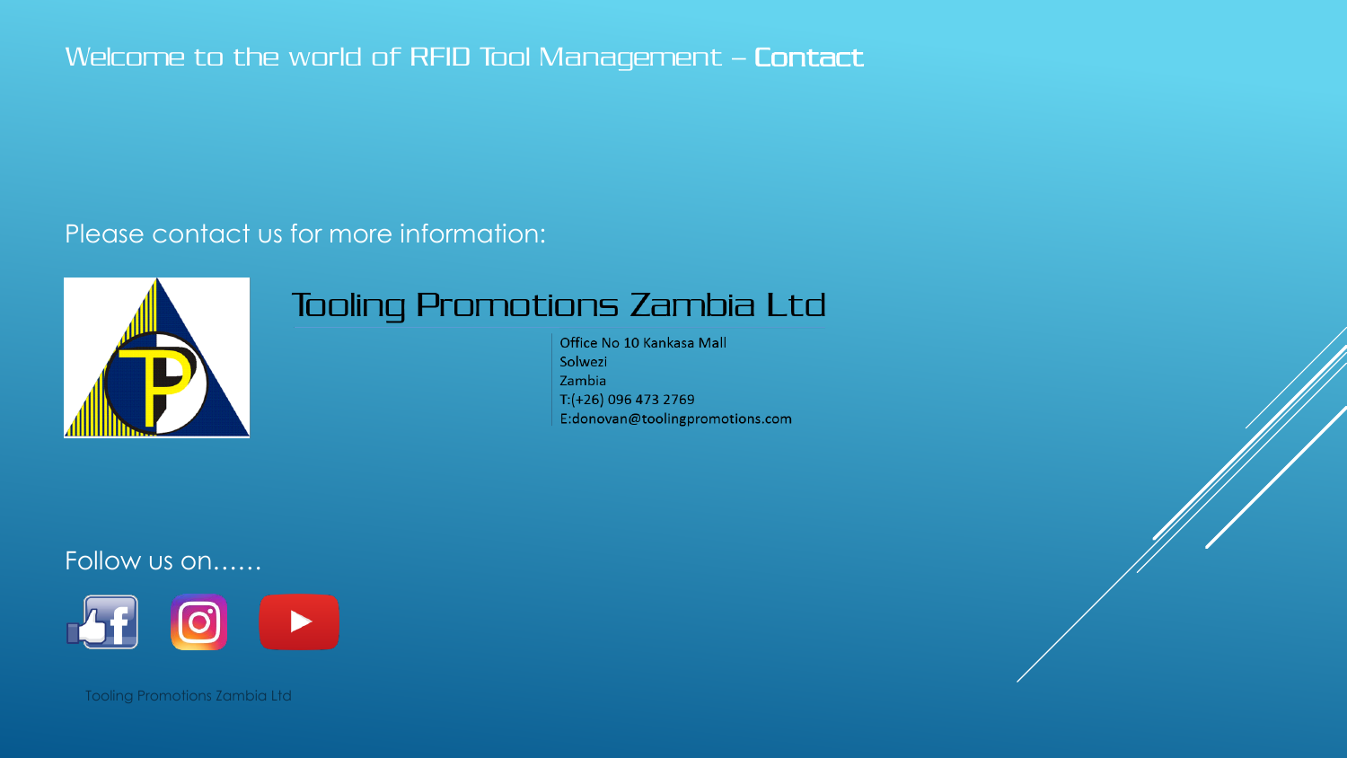# Welcome to the world of RFID Tool Management – **Contact**

Please contact us for more information:

## Tooling Promotions Zambia Ltd

Office No 10 Kankasa Mall
Solwezi
Zambia
T:(+26) 096 473 2769
E:donovan@toolingpromotions.com

Follow us on……